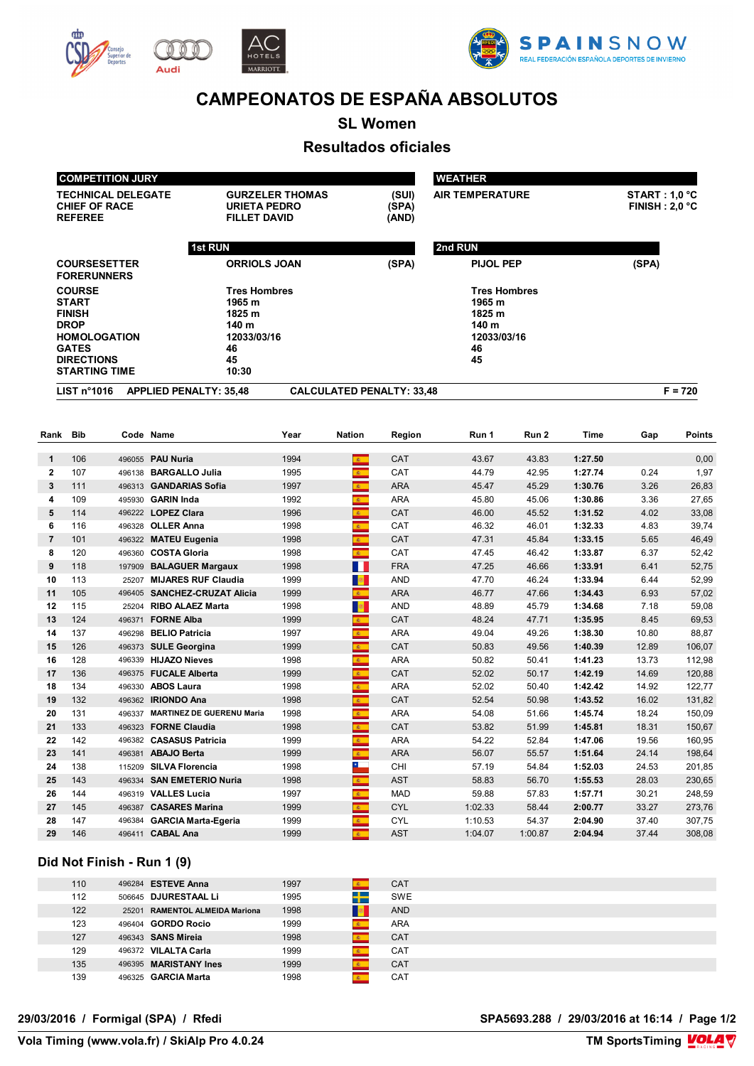# CAMPEONATOS DE ESPAÑA ABSOLUTOS

## SL Women

## Resultados oficiales

| COMPETITION JURY | | |
|---|---|---|
| TECHNICAL DELEGATE | GURZELER THOMAS | (SUI) |
| CHIEF OF RACE | URIETA PEDRO | (SPA) |
| REFEREE | FILLET DAVID | (AND) |

| WEATHER | |
|---|---|
| AIR TEMPERATURE | START : 1,0 °C |
| | FINISH : 2,0 °C |

| | 1st RUN | | 2nd RUN | |
|---|---|---|---|---|
| COURSESETTER | ORRIOLS JOAN | (SPA) | PIJOL PEP | (SPA) |
| FORERUNNERS | | | | |
| COURSE | Tres Hombres | | Tres Hombres | |
| START | 1965 m | | 1965 m | |
| FINISH | 1825 m | | 1825 m | |
| DROP | 140 m | | 140 m | |
| HOMOLOGATION | 12033/03/16 | | 12033/03/16 | |
| GATES | 46 | | 46 | |
| DIRECTIONS | 45 | | 45 | |
| STARTING TIME | 10:30 | | | |

LIST n°1016 APPLIED PENALTY: 35,48 CALCULATED PENALTY: 33,48 F = 720

| Rank | Bib | Code | Name | Year | Nation | Region | Run 1 | Run 2 | Time | Gap | Points |
|---|---|---|---|---|---|---|---|---|---|---|---|
| 1 | 106 | 496055 | PAU Nuria | 1994 | | CAT | 43.67 | 43.83 | 1:27.50 | | 0,00 |
| 2 | 107 | 496138 | BARGALLO Julia | 1995 | | CAT | 44.79 | 42.95 | 1:27.74 | 0.24 | 1,97 |
| 3 | 111 | 496313 | GANDARIAS Sofia | 1997 | | ARA | 45.47 | 45.29 | 1:30.76 | 3.26 | 26,83 |
| 4 | 109 | 495930 | GARIN Inda | 1992 | | ARA | 45.80 | 45.06 | 1:30.86 | 3.36 | 27,65 |
| 5 | 114 | 496222 | LOPEZ Clara | 1996 | | CAT | 46.00 | 45.52 | 1:31.52 | 4.02 | 33,08 |
| 6 | 116 | 496328 | OLLER Anna | 1998 | | CAT | 46.32 | 46.01 | 1:32.33 | 4.83 | 39,74 |
| 7 | 101 | 496322 | MATEU Eugenia | 1998 | | CAT | 47.31 | 45.84 | 1:33.15 | 5.65 | 46,49 |
| 8 | 120 | 496360 | COSTA Gloria | 1998 | | CAT | 47.45 | 46.42 | 1:33.87 | 6.37 | 52,42 |
| 9 | 118 | 197909 | BALAGUER Margaux | 1998 | | FRA | 47.25 | 46.66 | 1:33.91 | 6.41 | 52,75 |
| 10 | 113 | 25207 | MIJARES RUF Claudia | 1999 | | AND | 47.70 | 46.24 | 1:33.94 | 6.44 | 52,99 |
| 11 | 105 | 496405 | SANCHEZ-CRUZAT Alicia | 1999 | | ARA | 46.77 | 47.66 | 1:34.43 | 6.93 | 57,02 |
| 12 | 115 | 25204 | RIBO ALAEZ Marta | 1998 | | AND | 48.89 | 45.79 | 1:34.68 | 7.18 | 59,08 |
| 13 | 124 | 496371 | FORNE Alba | 1999 | | CAT | 48.24 | 47.71 | 1:35.95 | 8.45 | 69,53 |
| 14 | 137 | 496298 | BELIO Patricia | 1997 | | ARA | 49.04 | 49.26 | 1:38.30 | 10.80 | 88,87 |
| 15 | 126 | 496373 | SULE Georgina | 1999 | | CAT | 50.83 | 49.56 | 1:40.39 | 12.89 | 106,07 |
| 16 | 128 | 496339 | HIJAZO Nieves | 1998 | | ARA | 50.82 | 50.41 | 1:41.23 | 13.73 | 112,98 |
| 17 | 136 | 496375 | FUCALE Alberta | 1999 | | CAT | 52.02 | 50.17 | 1:42.19 | 14.69 | 120,88 |
| 18 | 134 | 496330 | ABOS Laura | 1998 | | ARA | 52.02 | 50.40 | 1:42.42 | 14.92 | 122,77 |
| 19 | 132 | 496362 | IRIONDO Ana | 1998 | | CAT | 52.54 | 50.98 | 1:43.52 | 16.02 | 131,82 |
| 20 | 131 | 496337 | MARTINEZ DE GUERENU Maria | 1998 | | ARA | 54.08 | 51.66 | 1:45.74 | 18.24 | 150,09 |
| 21 | 133 | 496323 | FORNE Claudia | 1998 | | CAT | 53.82 | 51.99 | 1:45.81 | 18.31 | 150,67 |
| 22 | 142 | 496382 | CASASUS Patricia | 1999 | | ARA | 54.22 | 52.84 | 1:47.06 | 19.56 | 160,95 |
| 23 | 141 | 496381 | ABAJO Berta | 1999 | | ARA | 56.07 | 55.57 | 1:51.64 | 24.14 | 198,64 |
| 24 | 138 | 115209 | SILVA Florencia | 1998 | | CHI | 57.19 | 54.84 | 1:52.03 | 24.53 | 201,85 |
| 25 | 143 | 496334 | SAN EMETERIO Nuria | 1998 | | AST | 58.83 | 56.70 | 1:55.53 | 28.03 | 230,65 |
| 26 | 144 | 496319 | VALLES Lucia | 1997 | | MAD | 59.88 | 57.83 | 1:57.71 | 30.21 | 248,59 |
| 27 | 145 | 496387 | CASARES Marina | 1999 | | CYL | 1:02.33 | 58.44 | 2:00.77 | 33.27 | 273,76 |
| 28 | 147 | 496384 | GARCIA Marta-Egeria | 1999 | | CYL | 1:10.53 | 54.37 | 2:04.90 | 37.40 | 307,75 |
| 29 | 146 | 496411 | CABAL Ana | 1999 | | AST | 1:04.07 | 1:00.87 | 2:04.94 | 37.44 | 308,08 |

### Did Not Finish - Run 1 (9)

| Bib | Code | Name | Year | Nation | Region |
|---|---|---|---|---|---|
| 110 | 496284 | ESTEVE Anna | 1997 | | CAT |
| 112 | 506645 | DJURESTAAL Li | 1995 | | SWE |
| 122 | 25201 | RAMENTOL ALMEIDA Mariona | 1998 | | AND |
| 123 | 496404 | GORDO Rocio | 1999 | | ARA |
| 127 | 496343 | SANS Mireia | 1998 | | CAT |
| 129 | 496372 | VILALTA Carla | 1999 | | CAT |
| 135 | 496395 | MARISTANY Ines | 1999 | | CAT |
| 139 | 496325 | GARCIA Marta | 1998 | | CAT |

29/03/2016 / Formigal (SPA) / Rfedi SPA5693.288 / 29/03/2016 at 16:14

Vola Timing (www.vola.fr) / SkiAlp Pro 4.0.24 TM SportsTiming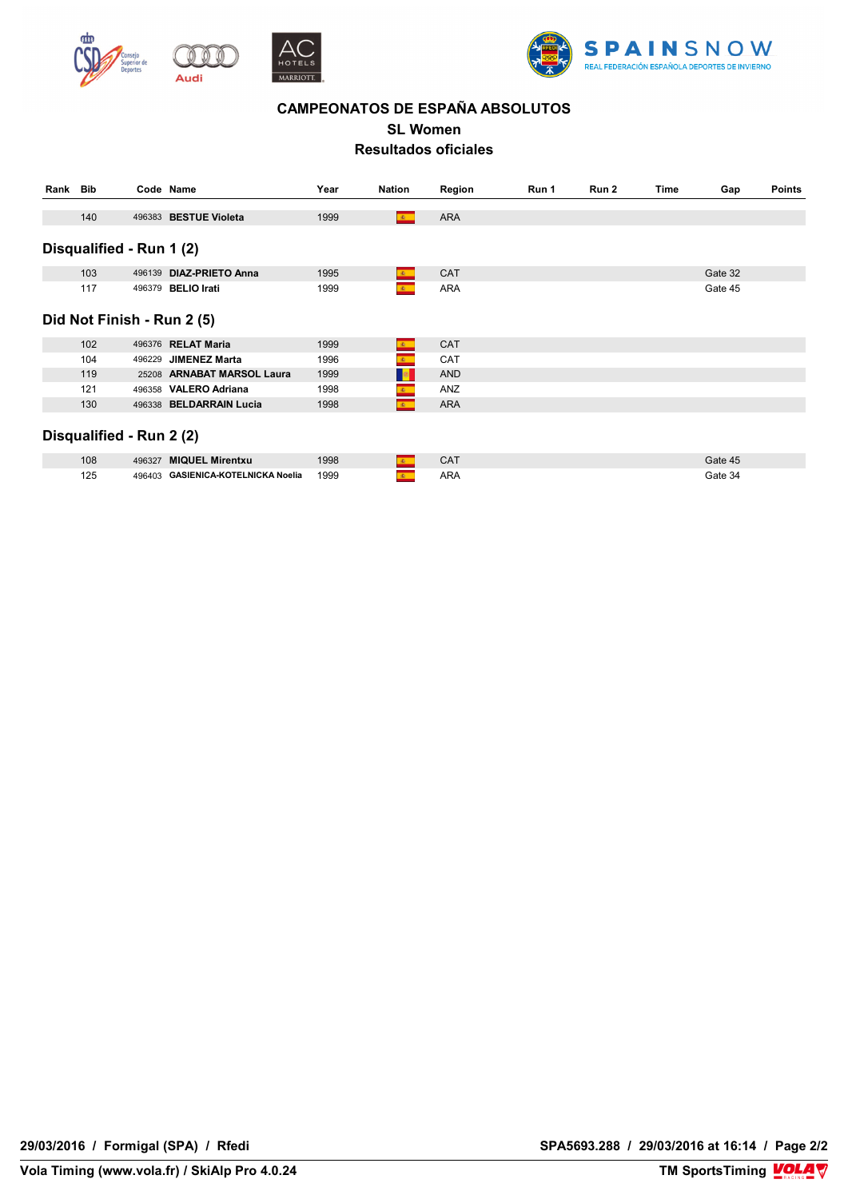# CAMPEONATOS DE ESPAÑA ABSOLUTOS

## SL Women

## Resultados oficiales

| Rank | Bib | Code | Name | Year | Nation | Region | Run 1 | Run 2 | Time | Gap | Points |
|---|---|---|---|---|---|---|---|---|---|---|---|
| | 140 | 496383 | **BESTUE Violeta** | 1999 | | ARA | | | | | |

### Disqualified - Run 1 (2)

| Rank | Bib | Code | Name | Year | Nation | Region | Run 1 | Run 2 | Time | Gap | Points |
|---|---|---|---|---|---|---|---|---|---|---|---|
| | 103 | 496139 | **DIAZ-PRIETO Anna** | 1995 | | CAT | | | | Gate 32 | |
| | 117 | 496379 | **BELIO Irati** | 1999 | | ARA | | | | Gate 45 | |

### Did Not Finish - Run 2 (5)

| Rank | Bib | Code | Name | Year | Nation | Region | Run 1 | Run 2 | Time | Gap | Points |
|---|---|---|---|---|---|---|---|---|---|---|---|
| | 102 | 496376 | **RELAT Maria** | 1999 | | CAT | | | | | |
| | 104 | 496229 | **JIMENEZ Marta** | 1996 | | CAT | | | | | |
| | 119 | 25208 | **ARNABAT MARSOL Laura** | 1999 | | AND | | | | | |
| | 121 | 496358 | **VALERO Adriana** | 1998 | | ANZ | | | | | |
| | 130 | 496338 | **BELDARRAIN Lucia** | 1998 | | ARA | | | | | |

### Disqualified - Run 2 (2)

| Rank | Bib | Code | Name | Year | Nation | Region | Run 1 | Run 2 | Time | Gap | Points |
|---|---|---|---|---|---|---|---|---|---|---|---|
| | 108 | 496327 | **MIQUEL Mirentxu** | 1998 | | CAT | | | | Gate 45 | |
| | 125 | 496403 | **GASIENICA-KOTELNICKA Noelia** | 1999 | | ARA | | | | Gate 34 | |

**29/03/2016 / Formigal (SPA) / Rfedi** — **SPA5693.288 / 29/03/2016 at 16:14**

**Vola Timing (www.vola.fr) / SkiAlp Pro 4.0.24** — **TM SportsTiming**